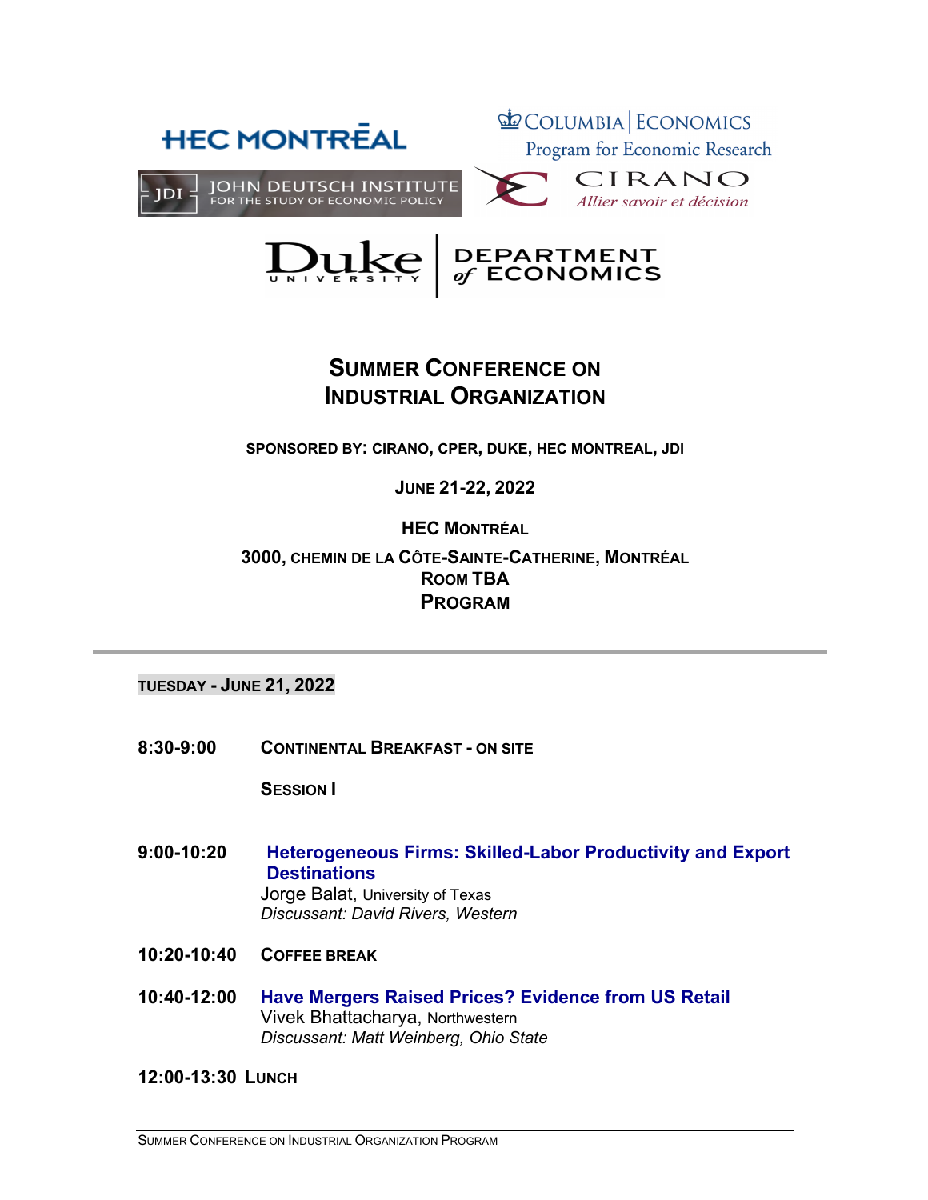# Summer Conference on Industrial Organization

**SPONSORED BY: CIRANO, CPER, DUKE, HEC MONTREAL, JDI**

**JUNE 21-22, 2022**

**HEC MONTRÉAL**

**3000, CHEMIN DE LA CÔTE-SAINTE-CATHERINE, MONTRÉAL**
**ROOM TBA**
**PROGRAM**

---

## TUESDAY - JUNE 21, 2022

**8:30-9:00** **CONTINENTAL BREAKFAST - ON SITE**

**SESSION I**

**9:00-10:20** **Heterogeneous Firms: Skilled-Labor Productivity and Export Destinations**
Jorge Balat, University of Texas
*Discussant: David Rivers, Western*

**10:20-10:40** **COFFEE BREAK**

**10:40-12:00** **Have Mergers Raised Prices? Evidence from US Retail**
Vivek Bhattacharya, Northwestern
*Discussant: Matt Weinberg, Ohio State*

**12:00-13:30** **LUNCH**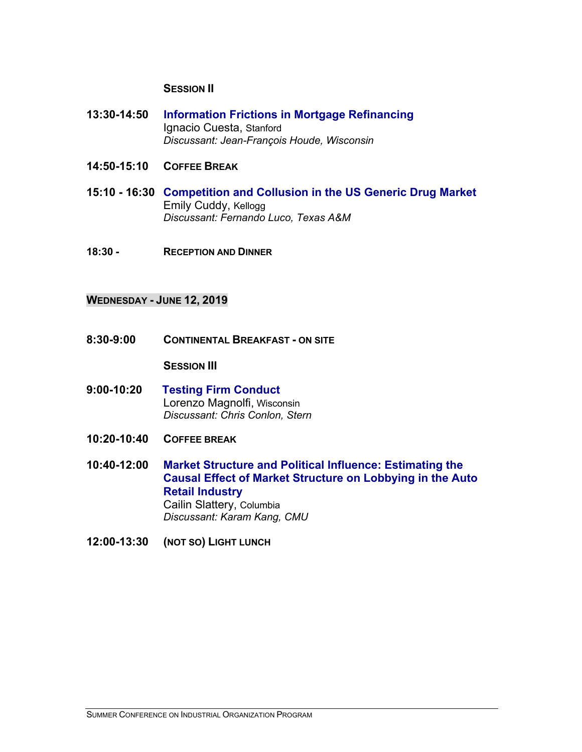**Session II**

**13:30-14:50** **Information Frictions in Mortgage Refinancing**
Ignacio Cuesta, Stanford
*Discussant: Jean-François Houde, Wisconsin*

**14:50-15:10** **Coffee Break**

**15:10 - 16:30** **Competition and Collusion in the US Generic Drug Market**
Emily Cuddy, Kellogg
*Discussant: Fernando Luco, Texas A&M*

**18:30 -** **Reception and Dinner**

## Wednesday - June 12, 2019

**8:30-9:00** **Continental Breakfast - on site**

**Session III**

**9:00-10:20** **Testing Firm Conduct**
Lorenzo Magnolfi, Wisconsin
*Discussant: Chris Conlon, Stern*

**10:20-10:40** **Coffee break**

**10:40-12:00** **Market Structure and Political Influence: Estimating the Causal Effect of Market Structure on Lobbying in the Auto Retail Industry**
Cailin Slattery, Columbia
*Discussant: Karam Kang, CMU*

**12:00-13:30** **(Not so) Light lunch**